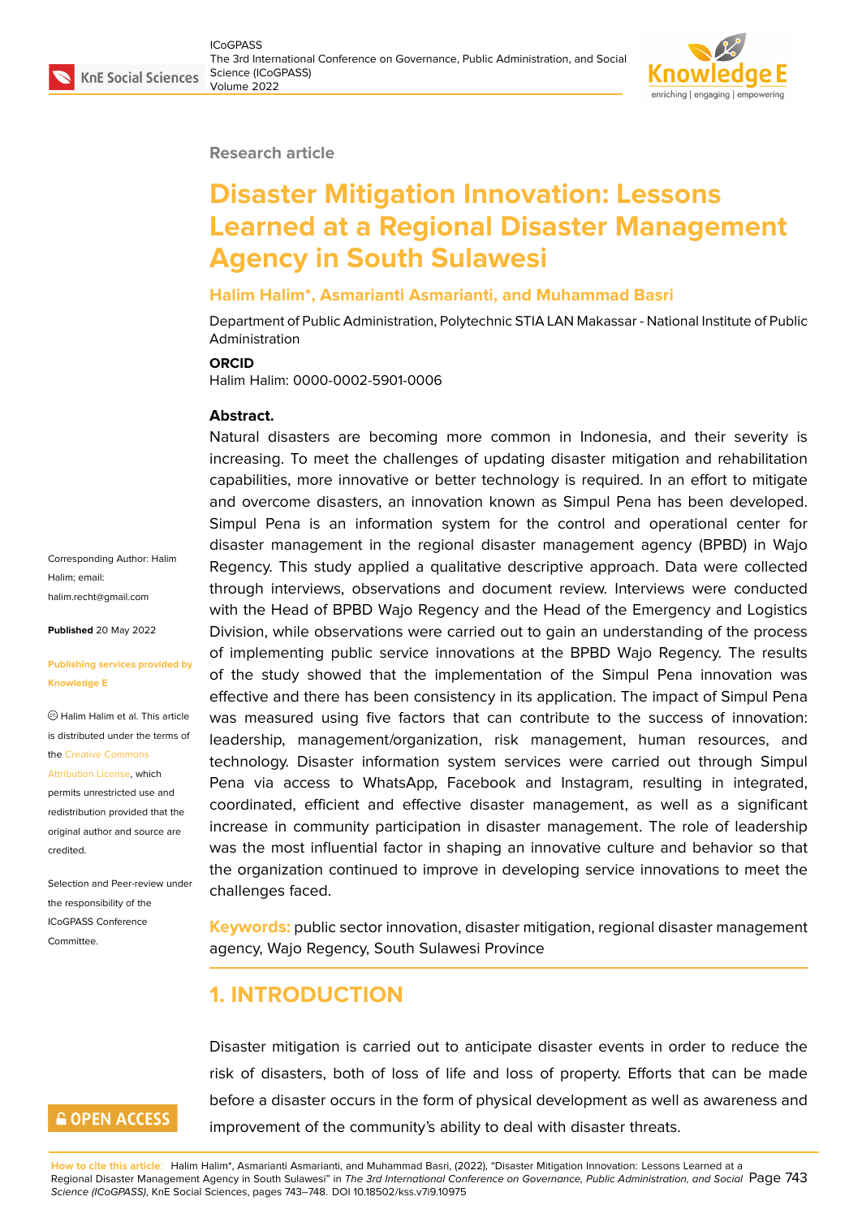Research article

# Disaster Mitigation Innovation: Lessons Learned at a Regional Disaster Management Agency in South Sulawesi

**Halim Halim*, Asmarianti Asmarianti, and Muhammad Basri**

Department of Public Administration, Polytechnic STIA LAN Makassar - National Institute of Public Administration

**ORCID**

Halim Halim: 0000-0002-5901-0006

Corresponding Author: Halim Halim; email: halim.recht@gmail.com

**Published** 20 May 2022

**Publishing services provided by Knowledge E**

© Halim Halim et al. This article is distributed under the terms of the Creative Commons Attribution License, which permits unrestricted use and redistribution provided that the original author and source are credited.

Selection and Peer-review under the responsibility of the ICoGPASS Conference Committee.

**Abstract.**

Natural disasters are becoming more common in Indonesia, and their severity is increasing. To meet the challenges of updating disaster mitigation and rehabilitation capabilities, more innovative or better technology is required. In an effort to mitigate and overcome disasters, an innovation known as Simpul Pena has been developed. Simpul Pena is an information system for the control and operational center for disaster management in the regional disaster management agency (BPBD) in Wajo Regency. This study applied a qualitative descriptive approach. Data were collected through interviews, observations and document review. Interviews were conducted with the Head of BPBD Wajo Regency and the Head of the Emergency and Logistics Division, while observations were carried out to gain an understanding of the process of implementing public service innovations at the BPBD Wajo Regency. The results of the study showed that the implementation of the Simpul Pena innovation was effective and there has been consistency in its application. The impact of Simpul Pena was measured using five factors that can contribute to the success of innovation: leadership, management/organization, risk management, human resources, and technology. Disaster information system services were carried out through Simpul Pena via access to WhatsApp, Facebook and Instagram, resulting in integrated, coordinated, efficient and effective disaster management, as well as a significant increase in community participation in disaster management. The role of leadership was the most influential factor in shaping an innovative culture and behavior so that the organization continued to improve in developing service innovations to meet the challenges faced.

**Keywords:** public sector innovation, disaster mitigation, regional disaster management agency, Wajo Regency, South Sulawesi Province

## 1. INTRODUCTION

Disaster mitigation is carried out to anticipate disaster events in order to reduce the risk of disasters, both of loss of life and loss of property. Efforts that can be made before a disaster occurs in the form of physical development as well as awareness and improvement of the community's ability to deal with disaster threats.

OPEN ACCESS

**How to cite this article**: Halim Halim*, Asmarianti Asmarianti, and Muhammad Basri, (2022), "Disaster Mitigation Innovation: Lessons Learned at a Regional Disaster Management Agency in South Sulawesi" in *The 3rd International Conference on Governance, Public Administration, and Social Science (ICoGPASS)*, KnE Social Sciences, pages 743–748. DOI 10.18502/kss.v7i9.10975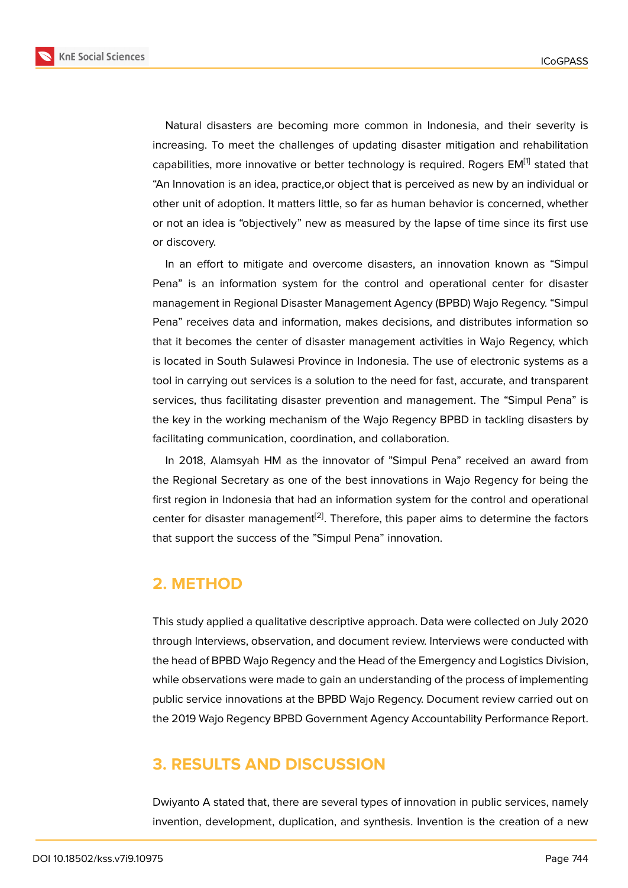Natural disasters are becoming more common in Indonesia, and their severity is increasing. To meet the challenges of updating disaster mitigation and rehabilitation capabilities, more innovative or better technology is required. Rogers EM[1] stated that "An Innovation is an idea, practice,or object that is perceived as new by an individual or other unit of adoption. It matters little, so far as human behavior is concerned, whether or not an idea is "objectively" new as measured by the lapse of time since its first use or discovery.

In an effort to mitigate and overcome disasters, an innovation known as "Simpul Pena" is an information system for the control and operational center for disaster management in Regional Disaster Management Agency (BPBD) Wajo Regency. "Simpul Pena" receives data and information, makes decisions, and distributes information so that it becomes the center of disaster management activities in Wajo Regency, which is located in South Sulawesi Province in Indonesia. The use of electronic systems as a tool in carrying out services is a solution to the need for fast, accurate, and transparent services, thus facilitating disaster prevention and management. The "Simpul Pena" is the key in the working mechanism of the Wajo Regency BPBD in tackling disasters by facilitating communication, coordination, and collaboration.

In 2018, Alamsyah HM as the innovator of "Simpul Pena" received an award from the Regional Secretary as one of the best innovations in Wajo Regency for being the first region in Indonesia that had an information system for the control and operational center for disaster management[2]. Therefore, this paper aims to determine the factors that support the success of the "Simpul Pena" innovation.

## 2. METHOD

This study applied a qualitative descriptive approach. Data were collected on July 2020 through Interviews, observation, and document review. Interviews were conducted with the head of BPBD Wajo Regency and the Head of the Emergency and Logistics Division, while observations were made to gain an understanding of the process of implementing public service innovations at the BPBD Wajo Regency. Document review carried out on the 2019 Wajo Regency BPBD Government Agency Accountability Performance Report.

## 3. RESULTS AND DISCUSSION

Dwiyanto A stated that, there are several types of innovation in public services, namely invention, development, duplication, and synthesis. Invention is the creation of a new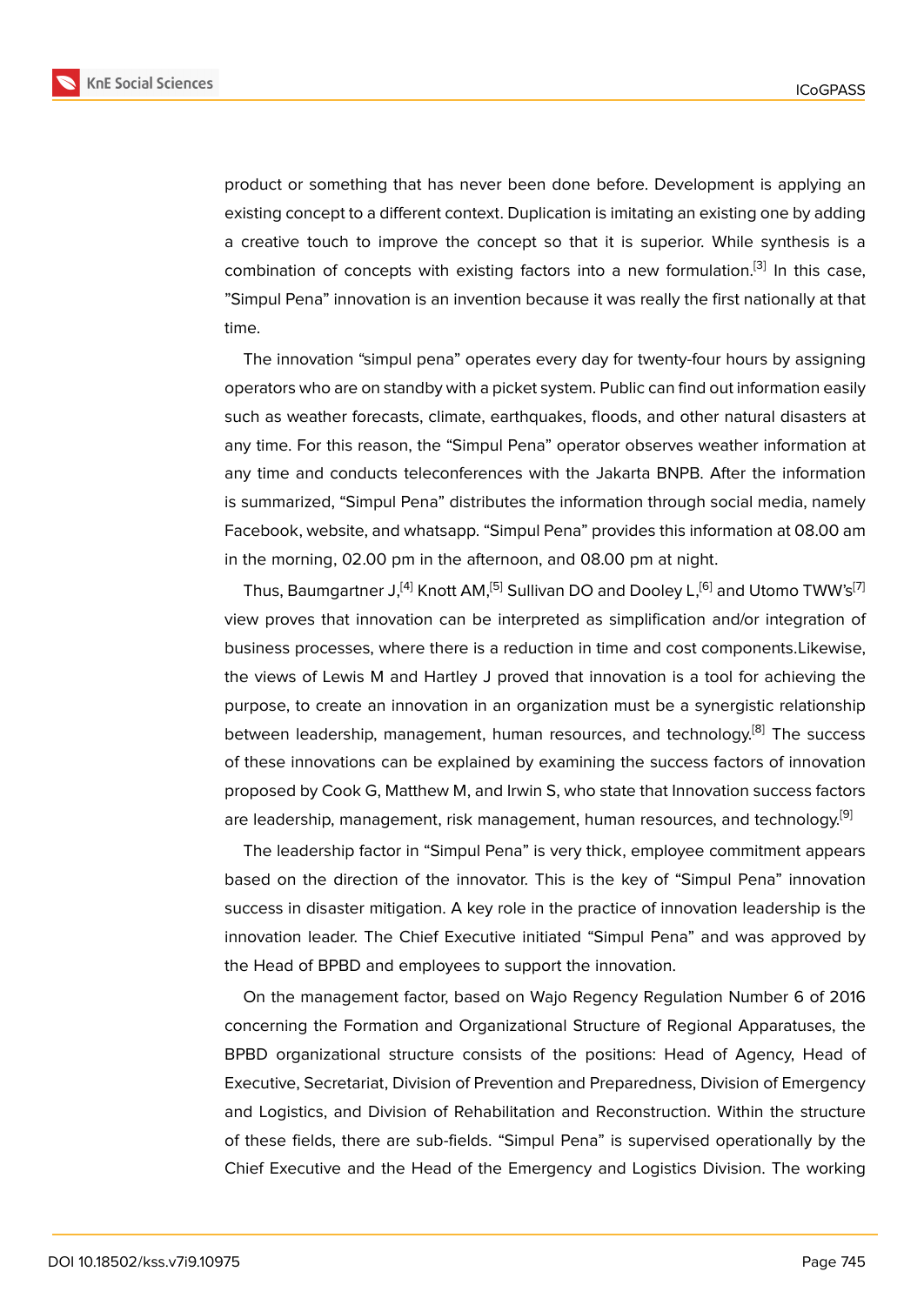product or something that has never been done before. Development is applying an existing concept to a different context. Duplication is imitating an existing one by adding a creative touch to improve the concept so that it is superior. While synthesis is a combination of concepts with existing factors into a new formulation.[3] In this case, "Simpul Pena" innovation is an invention because it was really the first nationally at that time.

The innovation "simpul pena" operates every day for twenty-four hours by assigning operators who are on standby with a picket system. Public can find out information easily such as weather forecasts, climate, earthquakes, floods, and other natural disasters at any time. For this reason, the "Simpul Pena" operator observes weather information at any time and conducts teleconferences with the Jakarta BNPB. After the information is summarized, "Simpul Pena" distributes the information through social media, namely Facebook, website, and whatsapp. "Simpul Pena" provides this information at 08.00 am in the morning, 02.00 pm in the afternoon, and 08.00 pm at night.

Thus, Baumgartner J,[4] Knott AM,[5] Sullivan DO and Dooley L,[6] and Utomo TWW's[7] view proves that innovation can be interpreted as simplification and/or integration of business processes, where there is a reduction in time and cost components.Likewise, the views of Lewis M and Hartley J proved that innovation is a tool for achieving the purpose, to create an innovation in an organization must be a synergistic relationship between leadership, management, human resources, and technology.[8] The success of these innovations can be explained by examining the success factors of innovation proposed by Cook G, Matthew M, and Irwin S, who state that Innovation success factors are leadership, management, risk management, human resources, and technology.[9]

The leadership factor in "Simpul Pena" is very thick, employee commitment appears based on the direction of the innovator. This is the key of "Simpul Pena" innovation success in disaster mitigation. A key role in the practice of innovation leadership is the innovation leader. The Chief Executive initiated "Simpul Pena" and was approved by the Head of BPBD and employees to support the innovation.

On the management factor, based on Wajo Regency Regulation Number 6 of 2016 concerning the Formation and Organizational Structure of Regional Apparatuses, the BPBD organizational structure consists of the positions: Head of Agency, Head of Executive, Secretariat, Division of Prevention and Preparedness, Division of Emergency and Logistics, and Division of Rehabilitation and Reconstruction. Within the structure of these fields, there are sub-fields. "Simpul Pena" is supervised operationally by the Chief Executive and the Head of the Emergency and Logistics Division. The working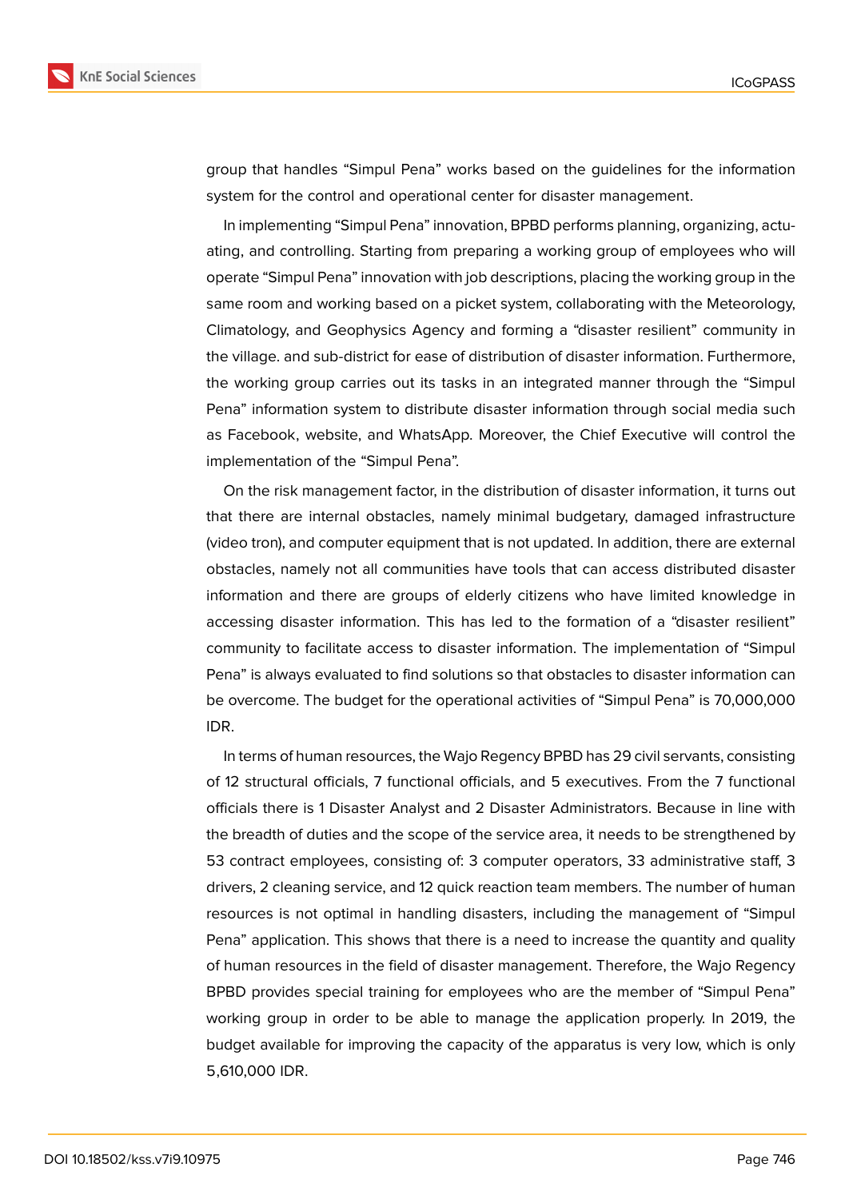group that handles “Simpul Pena” works based on the guidelines for the information system for the control and operational center for disaster management.

In implementing “Simpul Pena” innovation, BPBD performs planning, organizing, actuating, and controlling. Starting from preparing a working group of employees who will operate “Simpul Pena” innovation with job descriptions, placing the working group in the same room and working based on a picket system, collaborating with the Meteorology, Climatology, and Geophysics Agency and forming a “disaster resilient” community in the village. and sub-district for ease of distribution of disaster information. Furthermore, the working group carries out its tasks in an integrated manner through the “Simpul Pena” information system to distribute disaster information through social media such as Facebook, website, and WhatsApp. Moreover, the Chief Executive will control the implementation of the “Simpul Pena”.

On the risk management factor, in the distribution of disaster information, it turns out that there are internal obstacles, namely minimal budgetary, damaged infrastructure (video tron), and computer equipment that is not updated. In addition, there are external obstacles, namely not all communities have tools that can access distributed disaster information and there are groups of elderly citizens who have limited knowledge in accessing disaster information. This has led to the formation of a “disaster resilient” community to facilitate access to disaster information. The implementation of “Simpul Pena” is always evaluated to find solutions so that obstacles to disaster information can be overcome. The budget for the operational activities of “Simpul Pena” is 70,000,000 IDR.

In terms of human resources, the Wajo Regency BPBD has 29 civil servants, consisting of 12 structural officials, 7 functional officials, and 5 executives. From the 7 functional officials there is 1 Disaster Analyst and 2 Disaster Administrators. Because in line with the breadth of duties and the scope of the service area, it needs to be strengthened by 53 contract employees, consisting of: 3 computer operators, 33 administrative staff, 3 drivers, 2 cleaning service, and 12 quick reaction team members. The number of human resources is not optimal in handling disasters, including the management of “Simpul Pena” application. This shows that there is a need to increase the quantity and quality of human resources in the field of disaster management. Therefore, the Wajo Regency BPBD provides special training for employees who are the member of “Simpul Pena” working group in order to be able to manage the application properly. In 2019, the budget available for improving the capacity of the apparatus is very low, which is only 5,610,000 IDR.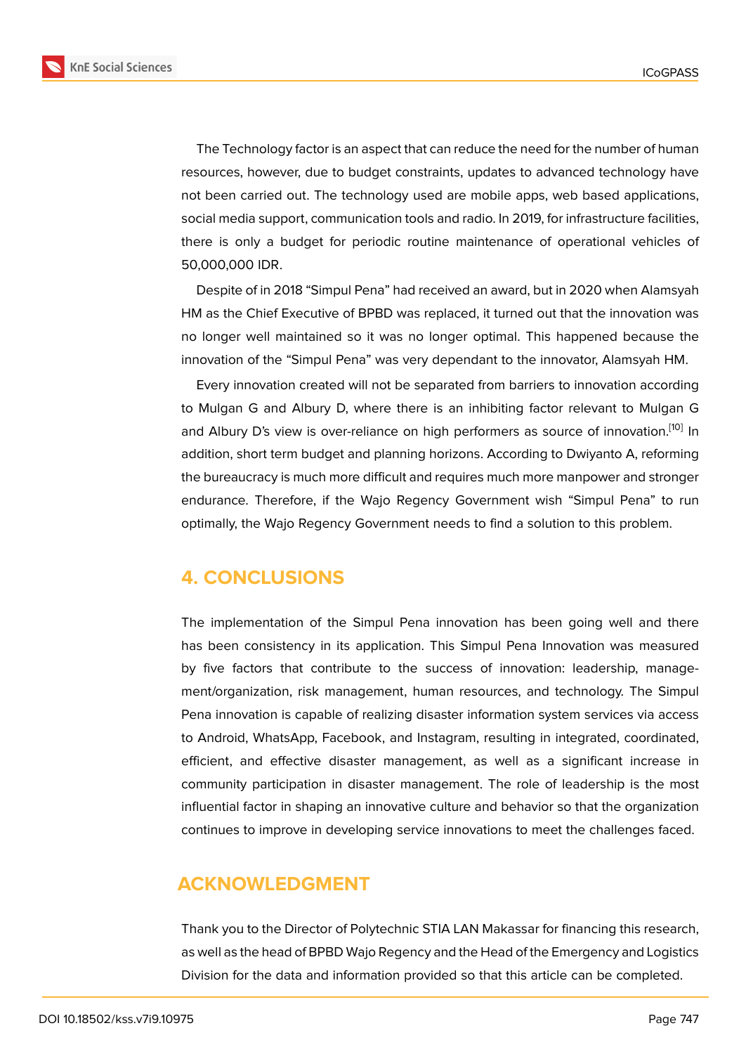The Technology factor is an aspect that can reduce the need for the number of human resources, however, due to budget constraints, updates to advanced technology have not been carried out. The technology used are mobile apps, web based applications, social media support, communication tools and radio. In 2019, for infrastructure facilities, there is only a budget for periodic routine maintenance of operational vehicles of 50,000,000 IDR.

Despite of in 2018 “Simpul Pena” had received an award, but in 2020 when Alamsyah HM as the Chief Executive of BPBD was replaced, it turned out that the innovation was no longer well maintained so it was no longer optimal. This happened because the innovation of the “Simpul Pena” was very dependant to the innovator, Alamsyah HM.

Every innovation created will not be separated from barriers to innovation according to Mulgan G and Albury D, where there is an inhibiting factor relevant to Mulgan G and Albury D’s view is over-reliance on high performers as source of innovation.[10] In addition, short term budget and planning horizons. According to Dwiyanto A, reforming the bureaucracy is much more difficult and requires much more manpower and stronger endurance. Therefore, if the Wajo Regency Government wish “Simpul Pena” to run optimally, the Wajo Regency Government needs to find a solution to this problem.

## 4. CONCLUSIONS

The implementation of the Simpul Pena innovation has been going well and there has been consistency in its application. This Simpul Pena Innovation was measured by five factors that contribute to the success of innovation: leadership, management/organization, risk management, human resources, and technology. The Simpul Pena innovation is capable of realizing disaster information system services via access to Android, WhatsApp, Facebook, and Instagram, resulting in integrated, coordinated, efficient, and effective disaster management, as well as a significant increase in community participation in disaster management. The role of leadership is the most influential factor in shaping an innovative culture and behavior so that the organization continues to improve in developing service innovations to meet the challenges faced.

## ACKNOWLEDGMENT

Thank you to the Director of Polytechnic STIA LAN Makassar for financing this research, as well as the head of BPBD Wajo Regency and the Head of the Emergency and Logistics Division for the data and information provided so that this article can be completed.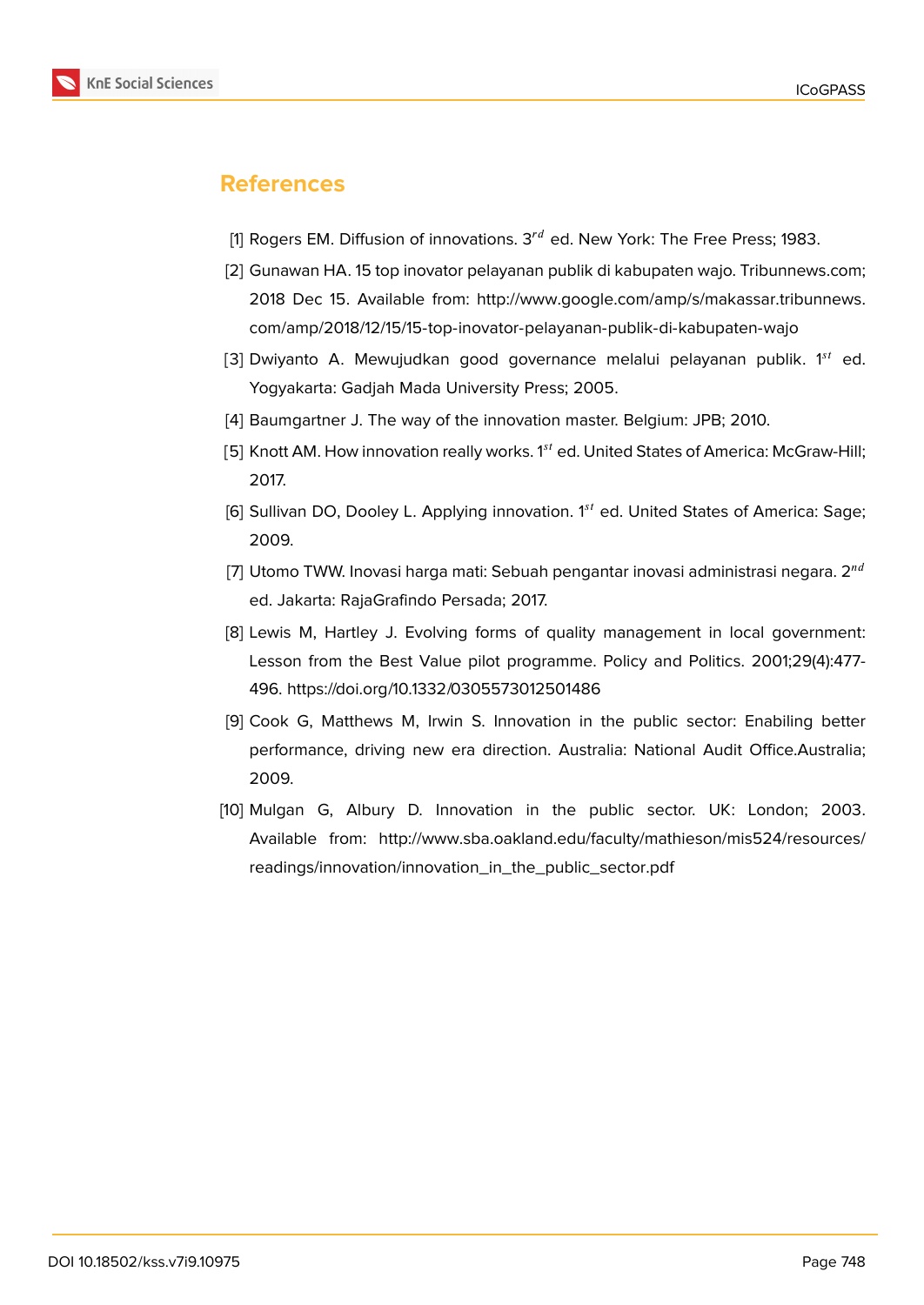## References

[1] Rogers EM. Diffusion of innovations. 3rd ed. New York: The Free Press; 1983.

[2] Gunawan HA. 15 top inovator pelayanan publik di kabupaten wajo. Tribunnews.com; 2018 Dec 15. Available from: http://www.google.com/amp/s/makassar.tribunnews.com/amp/2018/12/15/15-top-inovator-pelayanan-publik-di-kabupaten-wajo

[3] Dwiyanto A. Mewujudkan good governance melalui pelayanan publik. 1st ed. Yogyakarta: Gadjah Mada University Press; 2005.

[4] Baumgartner J. The way of the innovation master. Belgium: JPB; 2010.

[5] Knott AM. How innovation really works. 1st ed. United States of America: McGraw-Hill; 2017.

[6] Sullivan DO, Dooley L. Applying innovation. 1st ed. United States of America: Sage; 2009.

[7] Utomo TWW. Inovasi harga mati: Sebuah pengantar inovasi administrasi negara. 2nd ed. Jakarta: RajaGrafindo Persada; 2017.

[8] Lewis M, Hartley J. Evolving forms of quality management in local government: Lesson from the Best Value pilot programme. Policy and Politics. 2001;29(4):477-496. https://doi.org/10.1332/0305573012501486

[9] Cook G, Matthews M, Irwin S. Innovation in the public sector: Enabiling better performance, driving new era direction. Australia: National Audit Office.Australia; 2009.

[10] Mulgan G, Albury D. Innovation in the public sector. UK: London; 2003. Available from: http://www.sba.oakland.edu/faculty/mathieson/mis524/resources/readings/innovation/innovation_in_the_public_sector.pdf